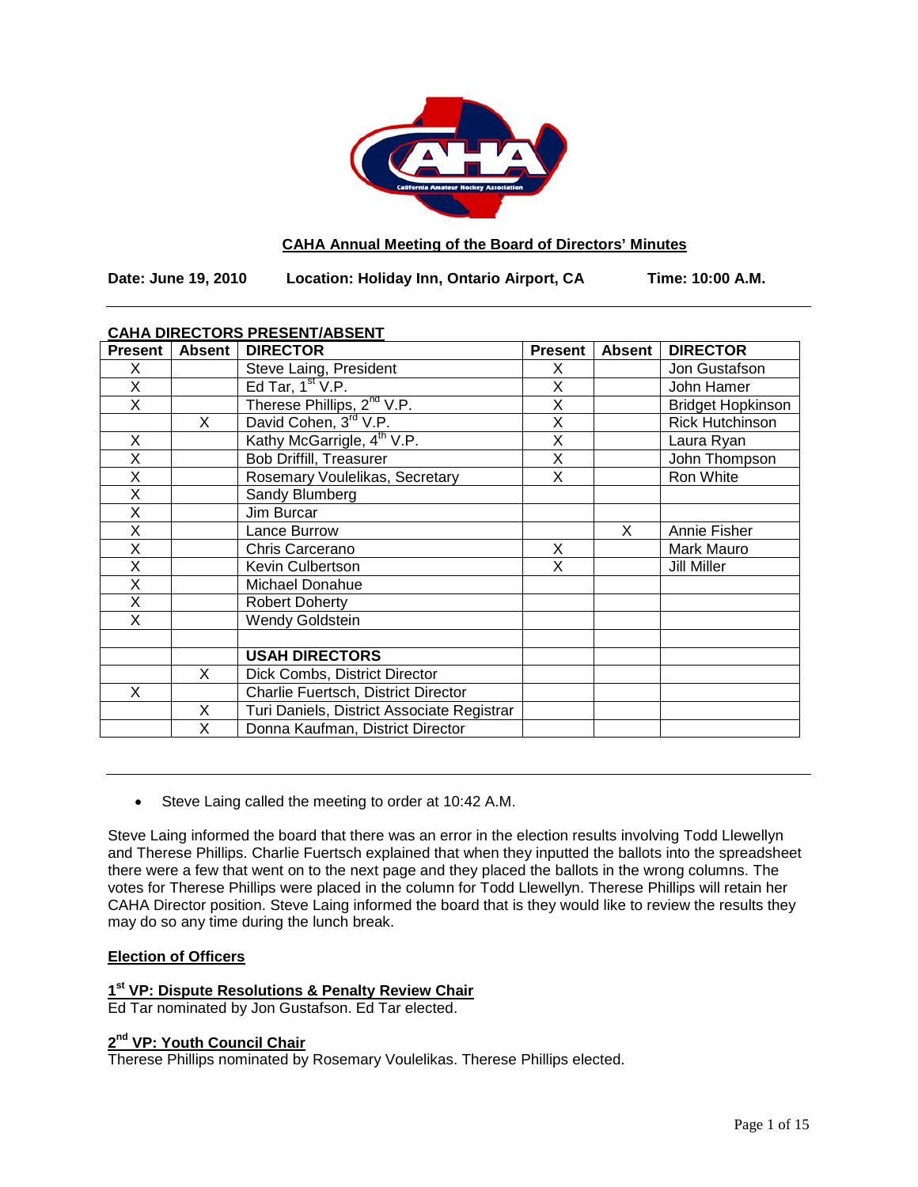**CAHA Annual Meeting of the Board of Directors' Minutes**

**Date: June 19, 2010 Location: Holiday Inn, Ontario Airport, CA Time: 10:00 A.M.**

---

**CAHA DIRECTORS PRESENT/ABSENT**

| Present | Absent | DIRECTOR | Present | Absent | DIRECTOR |
|---|---|---|---|---|---|
| X | | Steve Laing, President | X | | Jon Gustafson |
| X | | Ed Tar, 1st V.P. | X | | John Hamer |
| X | | Therese Phillips, 2nd V.P. | X | | Bridget Hopkinson |
| | X | David Cohen, 3rd V.P. | X | | Rick Hutchinson |
| X | | Kathy McGarrigle, 4th V.P. | X | | Laura Ryan |
| X | | Bob Driffill, Treasurer | X | | John Thompson |
| X | | Rosemary Voulelikas, Secretary | X | | Ron White |
| X | | Sandy Blumberg | | | |
| X | | Jim Burcar | | | |
| X | | Lance Burrow | | X | Annie Fisher |
| X | | Chris Carcerano | X | | Mark Mauro |
| X | | Kevin Culbertson | X | | Jill Miller |
| X | | Michael Donahue | | | |
| X | | Robert Doherty | | | |
| X | | Wendy Goldstein | | | |
| | | | | | |
| | | **USAH DIRECTORS** | | | |
| | X | Dick Combs, District Director | | | |
| X | | Charlie Fuertsch, District Director | | | |
| | X | Turi Daniels, District Associate Registrar | | | |
| | X | Donna Kaufman, District Director | | | |

---

- Steve Laing called the meeting to order at 10:42 A.M.

Steve Laing informed the board that there was an error in the election results involving Todd Llewellyn and Therese Phillips. Charlie Fuertsch explained that when they inputted the ballots into the spreadsheet there were a few that went on to the next page and they placed the ballots in the wrong columns. The votes for Therese Phillips were placed in the column for Todd Llewellyn. Therese Phillips will retain her CAHA Director position. Steve Laing informed the board that is they would like to review the results they may do so any time during the lunch break.

## Election of Officers

### 1st VP: Dispute Resolutions & Penalty Review Chair

Ed Tar nominated by Jon Gustafson. Ed Tar elected.

### 2nd VP: Youth Council Chair

Therese Phillips nominated by Rosemary Voulelikas. Therese Phillips elected.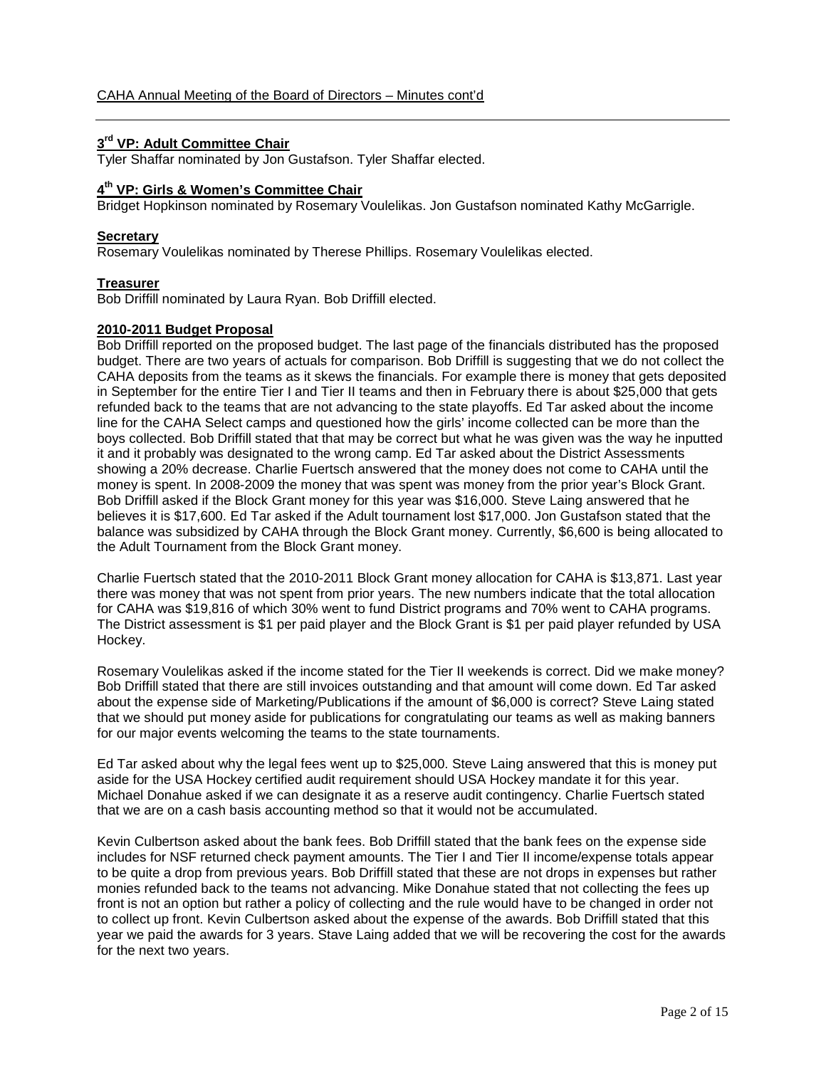## 3rd VP: Adult Committee Chair

Tyler Shaffar nominated by Jon Gustafson. Tyler Shaffar elected.

## 4th VP: Girls & Women's Committee Chair

Bridget Hopkinson nominated by Rosemary Voulelikas. Jon Gustafson nominated Kathy McGarrigle.

## Secretary

Rosemary Voulelikas nominated by Therese Phillips. Rosemary Voulelikas elected.

## Treasurer

Bob Driffill nominated by Laura Ryan. Bob Driffill elected.

## 2010-2011 Budget Proposal

Bob Driffill reported on the proposed budget. The last page of the financials distributed has the proposed budget. There are two years of actuals for comparison. Bob Driffill is suggesting that we do not collect the CAHA deposits from the teams as it skews the financials. For example there is money that gets deposited in September for the entire Tier I and Tier II teams and then in February there is about $25,000 that gets refunded back to the teams that are not advancing to the state playoffs. Ed Tar asked about the income line for the CAHA Select camps and questioned how the girls' income collected can be more than the boys collected. Bob Driffill stated that that may be correct but what he was given was the way he inputted it and it probably was designated to the wrong camp. Ed Tar asked about the District Assessments showing a 20% decrease. Charlie Fuertsch answered that the money does not come to CAHA until the money is spent. In 2008-2009 the money that was spent was money from the prior year's Block Grant. Bob Driffill asked if the Block Grant money for this year was $16,000. Steve Laing answered that he believes it is $17,600. Ed Tar asked if the Adult tournament lost $17,000. Jon Gustafson stated that the balance was subsidized by CAHA through the Block Grant money. Currently, $6,600 is being allocated to the Adult Tournament from the Block Grant money.

Charlie Fuertsch stated that the 2010-2011 Block Grant money allocation for CAHA is $13,871. Last year there was money that was not spent from prior years. The new numbers indicate that the total allocation for CAHA was $19,816 of which 30% went to fund District programs and 70% went to CAHA programs. The District assessment is $1 per paid player and the Block Grant is $1 per paid player refunded by USA Hockey.

Rosemary Voulelikas asked if the income stated for the Tier II weekends is correct. Did we make money? Bob Driffill stated that there are still invoices outstanding and that amount will come down. Ed Tar asked about the expense side of Marketing/Publications if the amount of $6,000 is correct? Steve Laing stated that we should put money aside for publications for congratulating our teams as well as making banners for our major events welcoming the teams to the state tournaments.

Ed Tar asked about why the legal fees went up to $25,000. Steve Laing answered that this is money put aside for the USA Hockey certified audit requirement should USA Hockey mandate it for this year. Michael Donahue asked if we can designate it as a reserve audit contingency. Charlie Fuertsch stated that we are on a cash basis accounting method so that it would not be accumulated.

Kevin Culbertson asked about the bank fees. Bob Driffill stated that the bank fees on the expense side includes for NSF returned check payment amounts. The Tier I and Tier II income/expense totals appear to be quite a drop from previous years. Bob Driffill stated that these are not drops in expenses but rather monies refunded back to the teams not advancing. Mike Donahue stated that not collecting the fees up front is not an option but rather a policy of collecting and the rule would have to be changed in order not to collect up front. Kevin Culbertson asked about the expense of the awards. Bob Driffill stated that this year we paid the awards for 3 years. Stave Laing added that we will be recovering the cost for the awards for the next two years.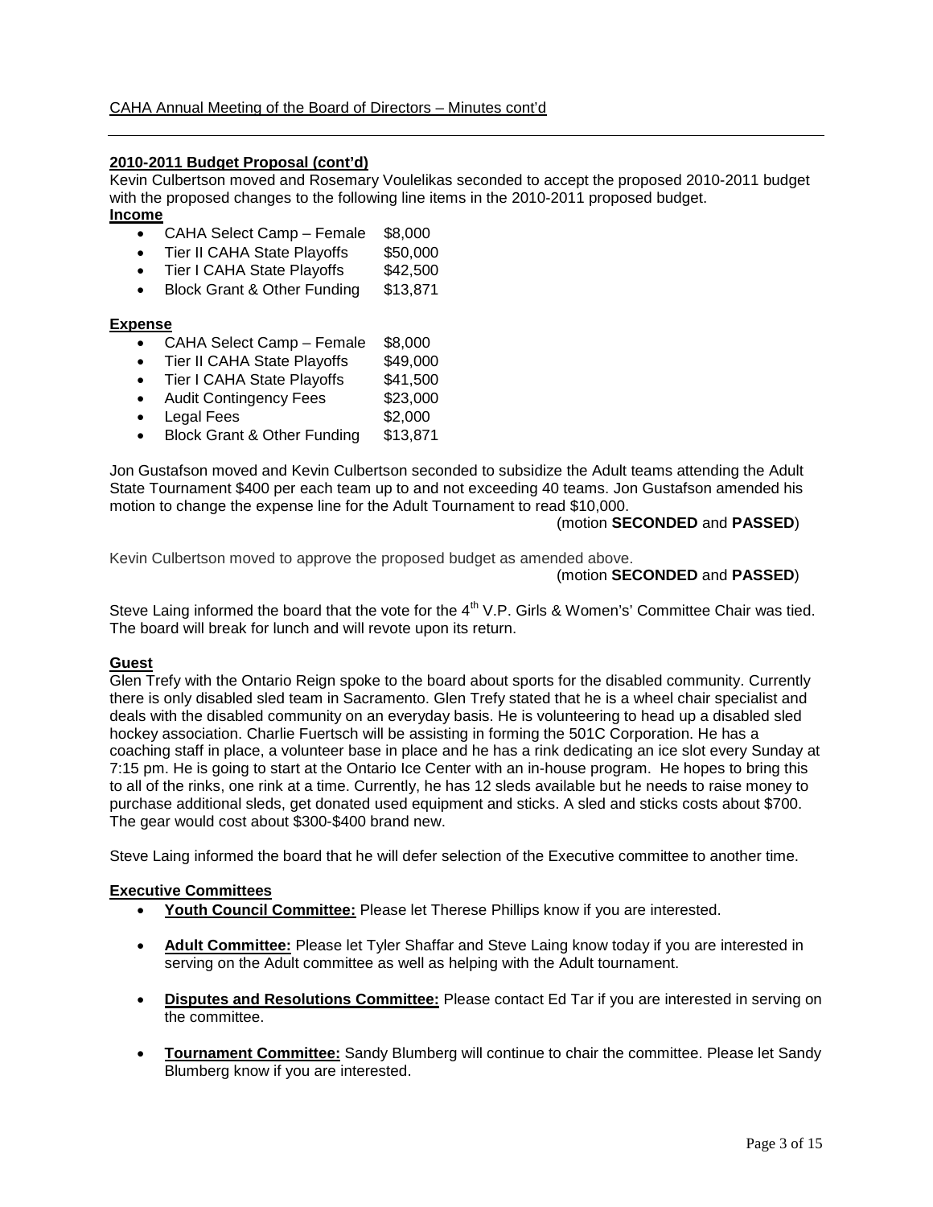**2010-2011 Budget Proposal (cont'd)**

Kevin Culbertson moved and Rosemary Voulelikas seconded to accept the proposed 2010-2011 budget with the proposed changes to the following line items in the 2010-2011 proposed budget.

**Income**

- CAHA Select Camp – Female $8,000
- Tier II CAHA State Playoffs $50,000
- Tier I CAHA State Playoffs $42,500
- Block Grant & Other Funding $13,871

**Expense**

- CAHA Select Camp – Female $8,000
- Tier II CAHA State Playoffs $49,000
- Tier I CAHA State Playoffs $41,500
- Audit Contingency Fees $23,000
- Legal Fees $2,000
- Block Grant & Other Funding $13,871

Jon Gustafson moved and Kevin Culbertson seconded to subsidize the Adult teams attending the Adult State Tournament $400 per each team up to and not exceeding 40 teams. Jon Gustafson amended his motion to change the expense line for the Adult Tournament to read $10,000.

(motion **SECONDED** and **PASSED**)

Kevin Culbertson moved to approve the proposed budget as amended above.

(motion **SECONDED** and **PASSED**)

Steve Laing informed the board that the vote for the 4th V.P. Girls & Women's' Committee Chair was tied. The board will break for lunch and will revote upon its return.

**Guest**

Glen Trefy with the Ontario Reign spoke to the board about sports for the disabled community. Currently there is only disabled sled team in Sacramento. Glen Trefy stated that he is a wheel chair specialist and deals with the disabled community on an everyday basis. He is volunteering to head up a disabled sled hockey association. Charlie Fuertsch will be assisting in forming the 501C Corporation. He has a coaching staff in place, a volunteer base in place and he has a rink dedicating an ice slot every Sunday at 7:15 pm. He is going to start at the Ontario Ice Center with an in-house program. He hopes to bring this to all of the rinks, one rink at a time. Currently, he has 12 sleds available but he needs to raise money to purchase additional sleds, get donated used equipment and sticks. A sled and sticks costs about $700. The gear would cost about $300-$400 brand new.

Steve Laing informed the board that he will defer selection of the Executive committee to another time.

**Executive Committees**

- **Youth Council Committee:** Please let Therese Phillips know if you are interested.
- **Adult Committee:** Please let Tyler Shaffar and Steve Laing know today if you are interested in serving on the Adult committee as well as helping with the Adult tournament.
- **Disputes and Resolutions Committee:** Please contact Ed Tar if you are interested in serving on the committee.
- **Tournament Committee:** Sandy Blumberg will continue to chair the committee. Please let Sandy Blumberg know if you are interested.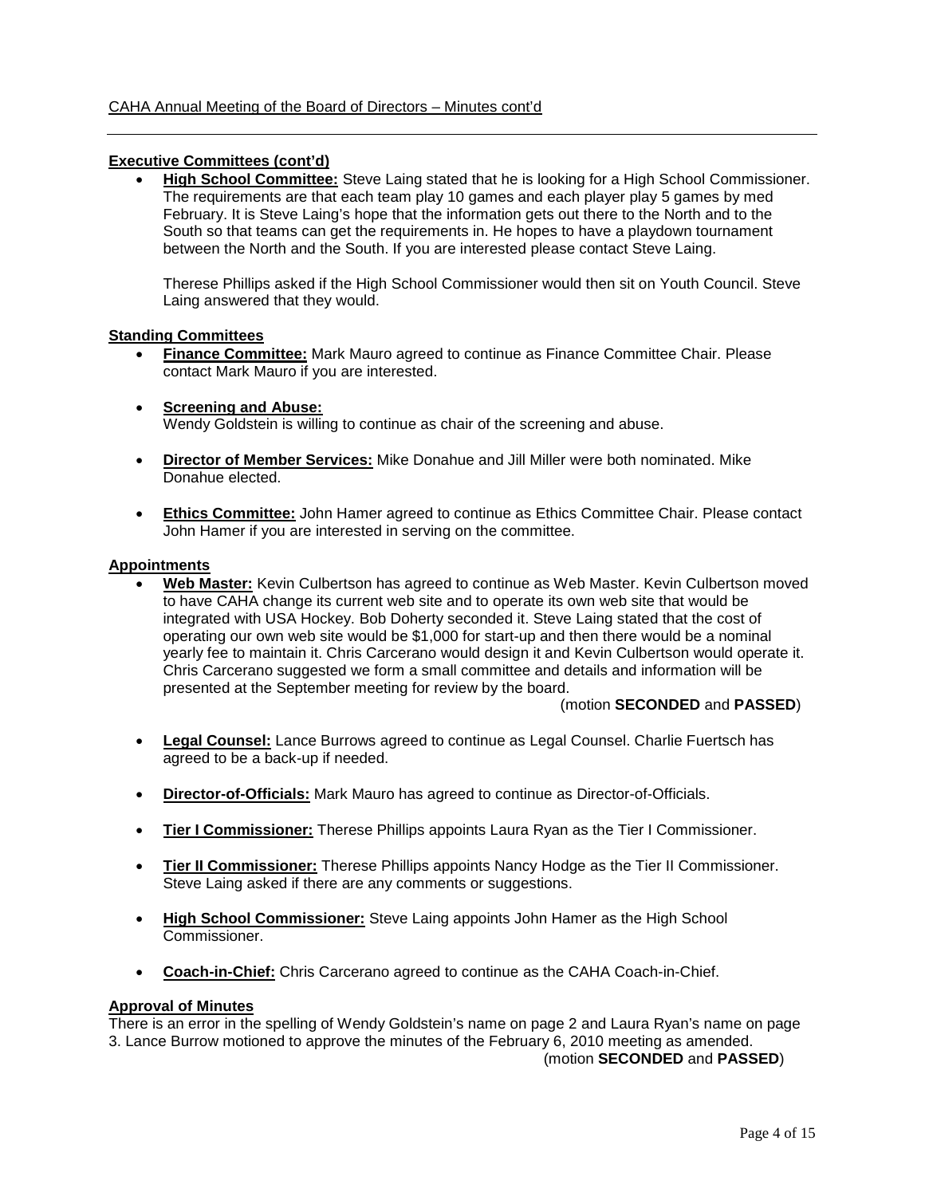CAHA Annual Meeting of the Board of Directors – Minutes cont'd

**Executive Committees (cont'd)**

- **High School Committee:** Steve Laing stated that he is looking for a High School Commissioner. The requirements are that each team play 10 games and each player play 5 games by med February. It is Steve Laing's hope that the information gets out there to the North and to the South so that teams can get the requirements in. He hopes to have a playdown tournament between the North and the South. If you are interested please contact Steve Laing.

  Therese Phillips asked if the High School Commissioner would then sit on Youth Council. Steve Laing answered that they would.

**Standing Committees**

- **Finance Committee:** Mark Mauro agreed to continue as Finance Committee Chair. Please contact Mark Mauro if you are interested.

- **Screening and Abuse:**
  Wendy Goldstein is willing to continue as chair of the screening and abuse.

- **Director of Member Services:** Mike Donahue and Jill Miller were both nominated. Mike Donahue elected.

- **Ethics Committee:** John Hamer agreed to continue as Ethics Committee Chair. Please contact John Hamer if you are interested in serving on the committee.

**Appointments**

- **Web Master:** Kevin Culbertson has agreed to continue as Web Master. Kevin Culbertson moved to have CAHA change its current web site and to operate its own web site that would be integrated with USA Hockey. Bob Doherty seconded it. Steve Laing stated that the cost of operating our own web site would be $1,000 for start-up and then there would be a nominal yearly fee to maintain it. Chris Carcerano would design it and Kevin Culbertson would operate it. Chris Carcerano suggested we form a small committee and details and information will be presented at the September meeting for review by the board.

  (motion **SECONDED** and **PASSED**)

- **Legal Counsel:** Lance Burrows agreed to continue as Legal Counsel. Charlie Fuertsch has agreed to be a back-up if needed.

- **Director-of-Officials:** Mark Mauro has agreed to continue as Director-of-Officials.

- **Tier I Commissioner:** Therese Phillips appoints Laura Ryan as the Tier I Commissioner.

- **Tier II Commissioner:** Therese Phillips appoints Nancy Hodge as the Tier II Commissioner. Steve Laing asked if there are any comments or suggestions.

- **High School Commissioner:** Steve Laing appoints John Hamer as the High School Commissioner.

- **Coach-in-Chief:** Chris Carcerano agreed to continue as the CAHA Coach-in-Chief.

**Approval of Minutes**

There is an error in the spelling of Wendy Goldstein's name on page 2 and Laura Ryan's name on page 3. Lance Burrow motioned to approve the minutes of the February 6, 2010 meeting as amended.

(motion **SECONDED** and **PASSED**)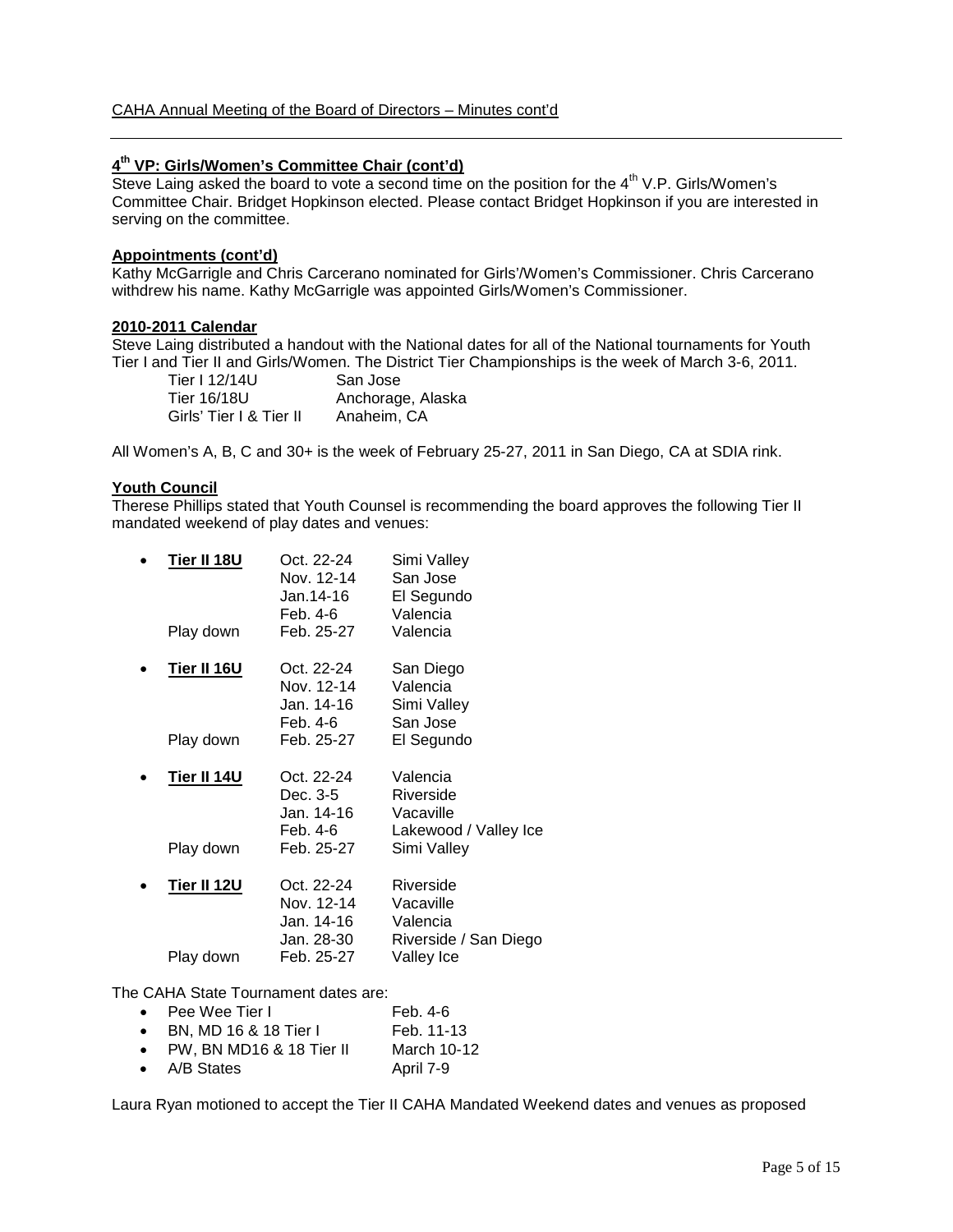## 4th VP: Girls/Women's Committee Chair (cont'd)

Steve Laing asked the board to vote a second time on the position for the 4th V.P. Girls/Women's Committee Chair. Bridget Hopkinson elected. Please contact Bridget Hopkinson if you are interested in serving on the committee.

## Appointments (cont'd)

Kathy McGarrigle and Chris Carcerano nominated for Girls'/Women's Commissioner. Chris Carcerano withdrew his name. Kathy McGarrigle was appointed Girls/Women's Commissioner.

## 2010-2011 Calendar

Steve Laing distributed a handout with the National dates for all of the National tournaments for Youth Tier I and Tier II and Girls/Women. The District Tier Championships is the week of March 3-6, 2011.

| | |
|---|---|
| Tier I 12/14U | San Jose |
| Tier 16/18U | Anchorage, Alaska |
| Girls' Tier I & Tier II | Anaheim, CA |

All Women's A, B, C and 30+ is the week of February 25-27, 2011 in San Diego, CA at SDIA rink.

## Youth Council

Therese Phillips stated that Youth Counsel is recommending the board approves the following Tier II mandated weekend of play dates and venues:

- **Tier II 18U**

| | | |
|---|---|---|
| | Oct. 22-24 | Simi Valley |
| | Nov. 12-14 | San Jose |
| | Jan.14-16 | El Segundo |
| | Feb. 4-6 | Valencia |
| Play down | Feb. 25-27 | Valencia |

- **Tier II 16U**

| | | |
|---|---|---|
| | Oct. 22-24 | San Diego |
| | Nov. 12-14 | Valencia |
| | Jan. 14-16 | Simi Valley |
| | Feb. 4-6 | San Jose |
| Play down | Feb. 25-27 | El Segundo |

- **Tier II 14U**

| | | |
|---|---|---|
| | Oct. 22-24 | Valencia |
| | Dec. 3-5 | Riverside |
| | Jan. 14-16 | Vacaville |
| | Feb. 4-6 | Lakewood / Valley Ice |
| Play down | Feb. 25-27 | Simi Valley |

- **Tier II 12U**

| | | |
|---|---|---|
| | Oct. 22-24 | Riverside |
| | Nov. 12-14 | Vacaville |
| | Jan. 14-16 | Valencia |
| | Jan. 28-30 | Riverside / San Diego |
| Play down | Feb. 25-27 | Valley Ice |

The CAHA State Tournament dates are:

- Pee Wee Tier I — Feb. 4-6
- BN, MD 16 & 18 Tier I — Feb. 11-13
- PW, BN MD16 & 18 Tier II — March 10-12
- A/B States — April 7-9

Laura Ryan motioned to accept the Tier II CAHA Mandated Weekend dates and venues as proposed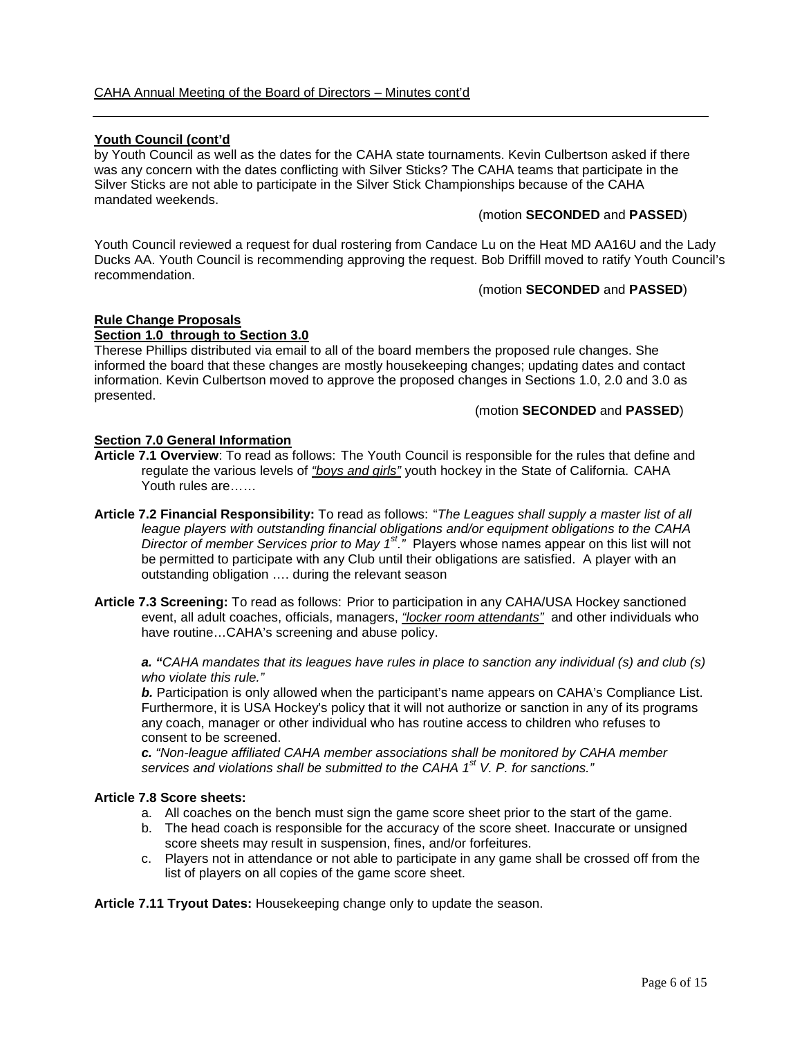CAHA Annual Meeting of the Board of Directors – Minutes cont'd

### Youth Council (cont'd

by Youth Council as well as the dates for the CAHA state tournaments. Kevin Culbertson asked if there was any concern with the dates conflicting with Silver Sticks? The CAHA teams that participate in the Silver Sticks are not able to participate in the Silver Stick Championships because of the CAHA mandated weekends.

(motion **SECONDED** and **PASSED**)

Youth Council reviewed a request for dual rostering from Candace Lu on the Heat MD AA16U and the Lady Ducks AA. Youth Council is recommending approving the request. Bob Driffill moved to ratify Youth Council's recommendation.

(motion **SECONDED** and **PASSED**)

### Rule Change Proposals

### Section 1.0 through to Section 3.0

Therese Phillips distributed via email to all of the board members the proposed rule changes. She informed the board that these changes are mostly housekeeping changes; updating dates and contact information. Kevin Culbertson moved to approve the proposed changes in Sections 1.0, 2.0 and 3.0 as presented.

(motion **SECONDED** and **PASSED**)

### Section 7.0 General Information

**Article 7.1 Overview**: To read as follows: The Youth Council is responsible for the rules that define and regulate the various levels of *"boys and girls"* youth hockey in the State of California. CAHA Youth rules are……

**Article 7.2 Financial Responsibility:** To read as follows: "*The Leagues shall supply a master list of all league players with outstanding financial obligations and/or equipment obligations to the CAHA Director of member Services prior to May 1st.*" Players whose names appear on this list will not be permitted to participate with any Club until their obligations are satisfied. A player with an outstanding obligation …. during the relevant season

**Article 7.3 Screening:** To read as follows: Prior to participation in any CAHA/USA Hockey sanctioned event, all adult coaches, officials, managers, *"locker room attendants"* and other individuals who have routine…CAHA's screening and abuse policy.

***a.*** *"CAHA mandates that its leagues have rules in place to sanction any individual (s) and club (s) who violate this rule."*

***b.*** Participation is only allowed when the participant's name appears on CAHA's Compliance List. Furthermore, it is USA Hockey's policy that it will not authorize or sanction in any of its programs any coach, manager or other individual who has routine access to children who refuses to consent to be screened.

***c.*** *"Non-league affiliated CAHA member associations shall be monitored by CAHA member services and violations shall be submitted to the CAHA 1st V. P. for sanctions."*

**Article 7.8 Score sheets:**

a. All coaches on the bench must sign the game score sheet prior to the start of the game.
b. The head coach is responsible for the accuracy of the score sheet. Inaccurate or unsigned score sheets may result in suspension, fines, and/or forfeitures.
c. Players not in attendance or not able to participate in any game shall be crossed off from the list of players on all copies of the game score sheet.

**Article 7.11 Tryout Dates:** Housekeeping change only to update the season.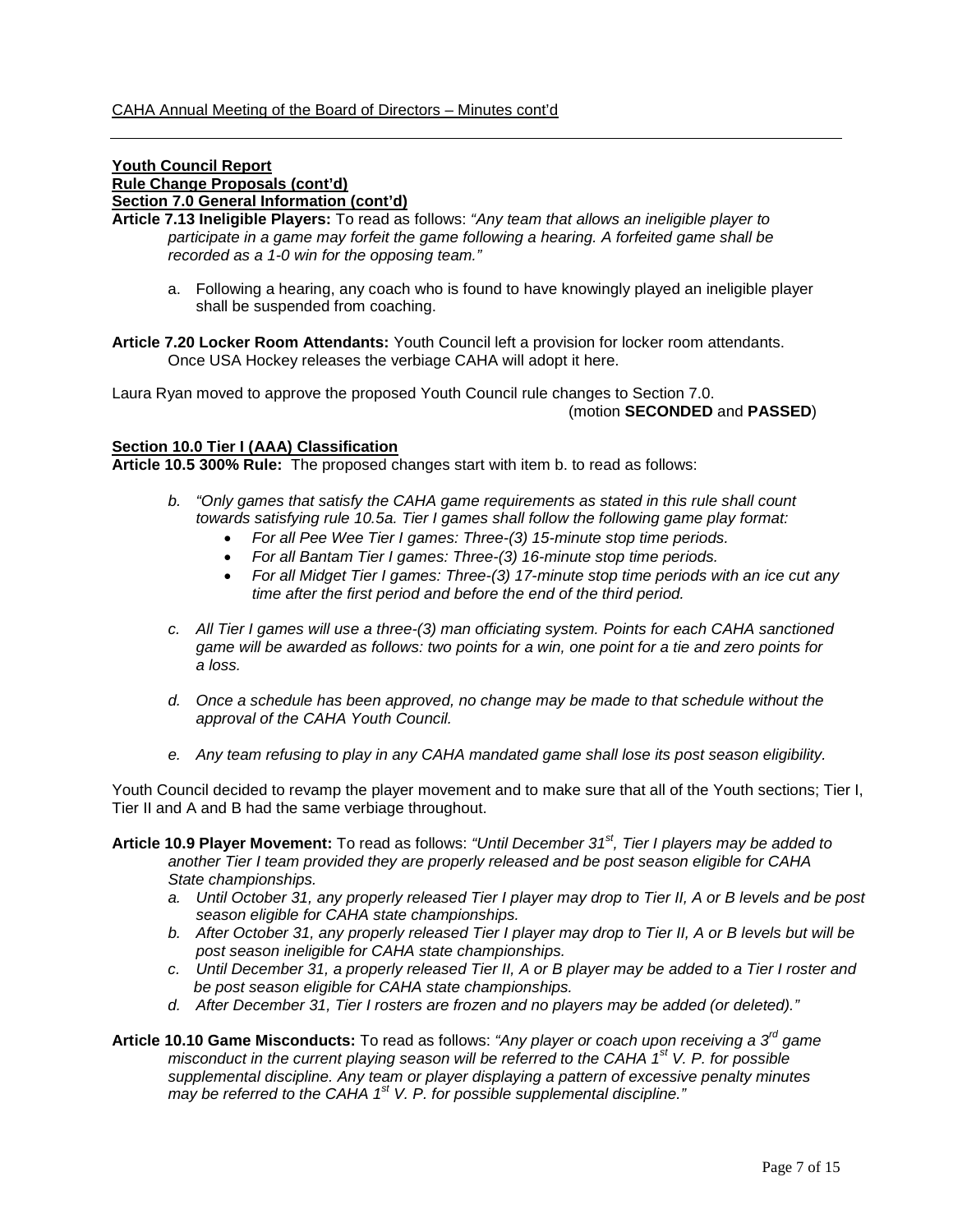**Youth Council Report**
**Rule Change Proposals (cont'd)**
**Section 7.0 General Information (cont'd)**

**Article 7.13 Ineligible Players:** To read as follows: *"Any team that allows an ineligible player to participate in a game may forfeit the game following a hearing. A forfeited game shall be recorded as a 1-0 win for the opposing team."*

a. Following a hearing, any coach who is found to have knowingly played an ineligible player shall be suspended from coaching.

**Article 7.20 Locker Room Attendants:** Youth Council left a provision for locker room attendants. Once USA Hockey releases the verbiage CAHA will adopt it here.

Laura Ryan moved to approve the proposed Youth Council rule changes to Section 7.0.
(motion **SECONDED** and **PASSED**)

**Section 10.0 Tier I (AAA) Classification**

**Article 10.5 300% Rule:** The proposed changes start with item b. to read as follows:

b. *"Only games that satisfy the CAHA game requirements as stated in this rule shall count towards satisfying rule 10.5a. Tier I games shall follow the following game play format:*
   - *For all Pee Wee Tier I games: Three-(3) 15-minute stop time periods.*
   - *For all Bantam Tier I games: Three-(3) 16-minute stop time periods.*
   - *For all Midget Tier I games: Three-(3) 17-minute stop time periods with an ice cut any time after the first period and before the end of the third period.*

c. *All Tier I games will use a three-(3) man officiating system. Points for each CAHA sanctioned game will be awarded as follows: two points for a win, one point for a tie and zero points for a loss.*

d. *Once a schedule has been approved, no change may be made to that schedule without the approval of the CAHA Youth Council.*

e. *Any team refusing to play in any CAHA mandated game shall lose its post season eligibility.*

Youth Council decided to revamp the player movement and to make sure that all of the Youth sections; Tier I, Tier II and A and B had the same verbiage throughout.

**Article 10.9 Player Movement:** To read as follows: *"Until December 31st, Tier I players may be added to another Tier I team provided they are properly released and be post season eligible for CAHA State championships.*

a. *Until October 31, any properly released Tier I player may drop to Tier II, A or B levels and be post season eligible for CAHA state championships.*
b. *After October 31, any properly released Tier I player may drop to Tier II, A or B levels but will be post season ineligible for CAHA state championships.*
c. *Until December 31, a properly released Tier II, A or B player may be added to a Tier I roster and be post season eligible for CAHA state championships.*
d. *After December 31, Tier I rosters are frozen and no players may be added (or deleted)."*

**Article 10.10 Game Misconducts:** To read as follows: *"Any player or coach upon receiving a 3rd game misconduct in the current playing season will be referred to the CAHA 1st V. P. for possible supplemental discipline. Any team or player displaying a pattern of excessive penalty minutes may be referred to the CAHA 1st V. P. for possible supplemental discipline."*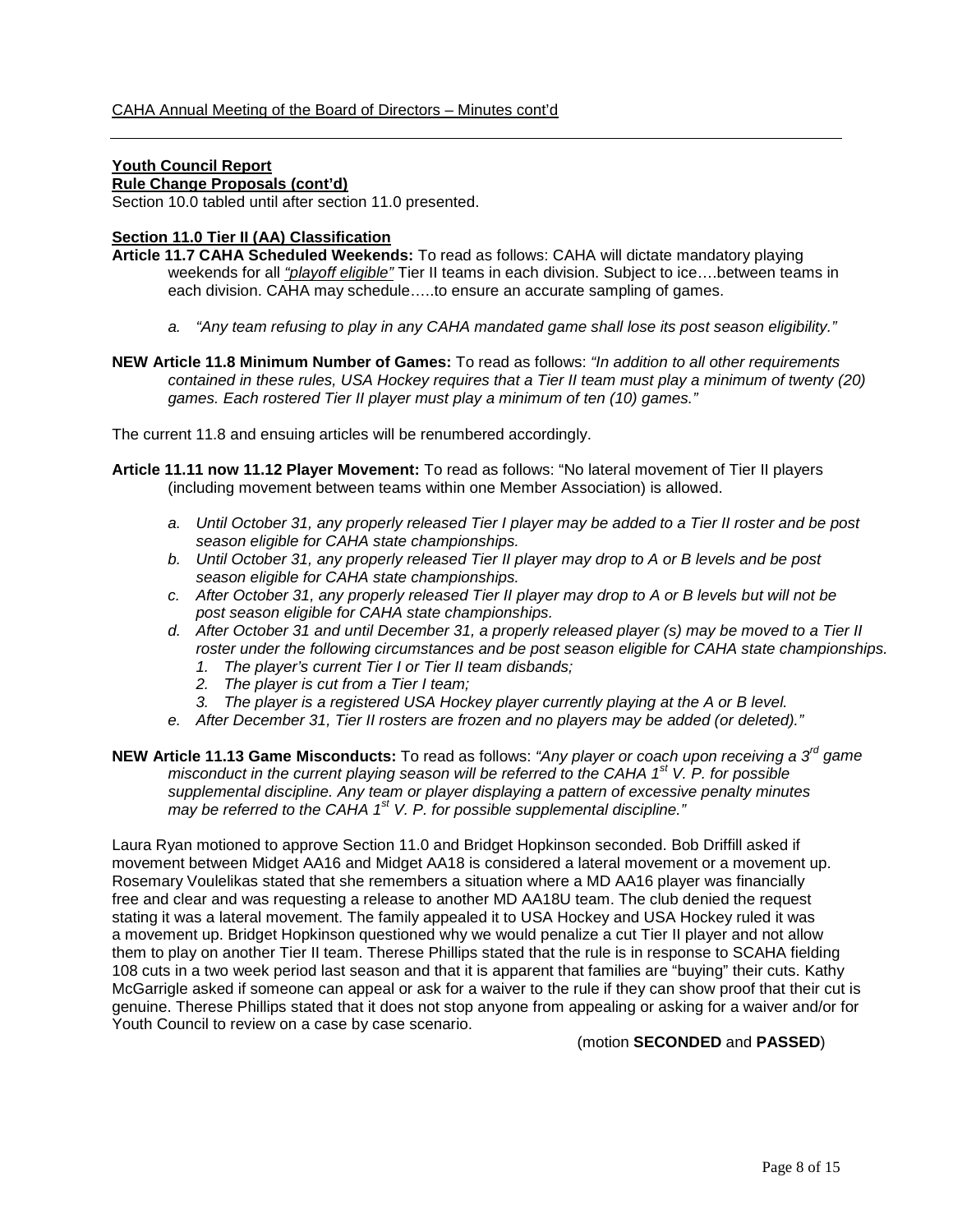**Youth Council Report**

**Rule Change Proposals (cont'd)**

Section 10.0 tabled until after section 11.0 presented.

**Section 11.0 Tier II (AA) Classification**

**Article 11.7 CAHA Scheduled Weekends:** To read as follows: CAHA will dictate mandatory playing weekends for all *"playoff eligible"* Tier II teams in each division. Subject to ice….between teams in each division. CAHA may schedule…..to ensure an accurate sampling of games.

a. *"Any team refusing to play in any CAHA mandated game shall lose its post season eligibility."*

**NEW Article 11.8 Minimum Number of Games:** To read as follows: *"In addition to all other requirements contained in these rules, USA Hockey requires that a Tier II team must play a minimum of twenty (20) games. Each rostered Tier II player must play a minimum of ten (10) games."*

The current 11.8 and ensuing articles will be renumbered accordingly.

**Article 11.11 now 11.12 Player Movement:** To read as follows: "No lateral movement of Tier II players (including movement between teams within one Member Association) is allowed.

a. *Until October 31, any properly released Tier I player may be added to a Tier II roster and be post season eligible for CAHA state championships.*
b. *Until October 31, any properly released Tier II player may drop to A or B levels and be post season eligible for CAHA state championships.*
c. *After October 31, any properly released Tier II player may drop to A or B levels but will not be post season eligible for CAHA state championships.*
d. *After October 31 and until December 31, a properly released player (s) may be moved to a Tier II roster under the following circumstances and be post season eligible for CAHA state championships.*
   1. *The player's current Tier I or Tier II team disbands;*
   2. *The player is cut from a Tier I team;*
   3. *The player is a registered USA Hockey player currently playing at the A or B level.*
e. *After December 31, Tier II rosters are frozen and no players may be added (or deleted)."*

**NEW Article 11.13 Game Misconducts:** To read as follows: *"Any player or coach upon receiving a 3rd game misconduct in the current playing season will be referred to the CAHA 1st V. P. for possible supplemental discipline. Any team or player displaying a pattern of excessive penalty minutes may be referred to the CAHA 1st V. P. for possible supplemental discipline."*

Laura Ryan motioned to approve Section 11.0 and Bridget Hopkinson seconded. Bob Driffill asked if movement between Midget AA16 and Midget AA18 is considered a lateral movement or a movement up. Rosemary Voulelikas stated that she remembers a situation where a MD AA16 player was financially free and clear and was requesting a release to another MD AA18U team. The club denied the request stating it was a lateral movement. The family appealed it to USA Hockey and USA Hockey ruled it was a movement up. Bridget Hopkinson questioned why we would penalize a cut Tier II player and not allow them to play on another Tier II team. Therese Phillips stated that the rule is in response to SCAHA fielding 108 cuts in a two week period last season and that it is apparent that families are "buying" their cuts. Kathy McGarrigle asked if someone can appeal or ask for a waiver to the rule if they can show proof that their cut is genuine. Therese Phillips stated that it does not stop anyone from appealing or asking for a waiver and/or for Youth Council to review on a case by case scenario.

(motion **SECONDED** and **PASSED**)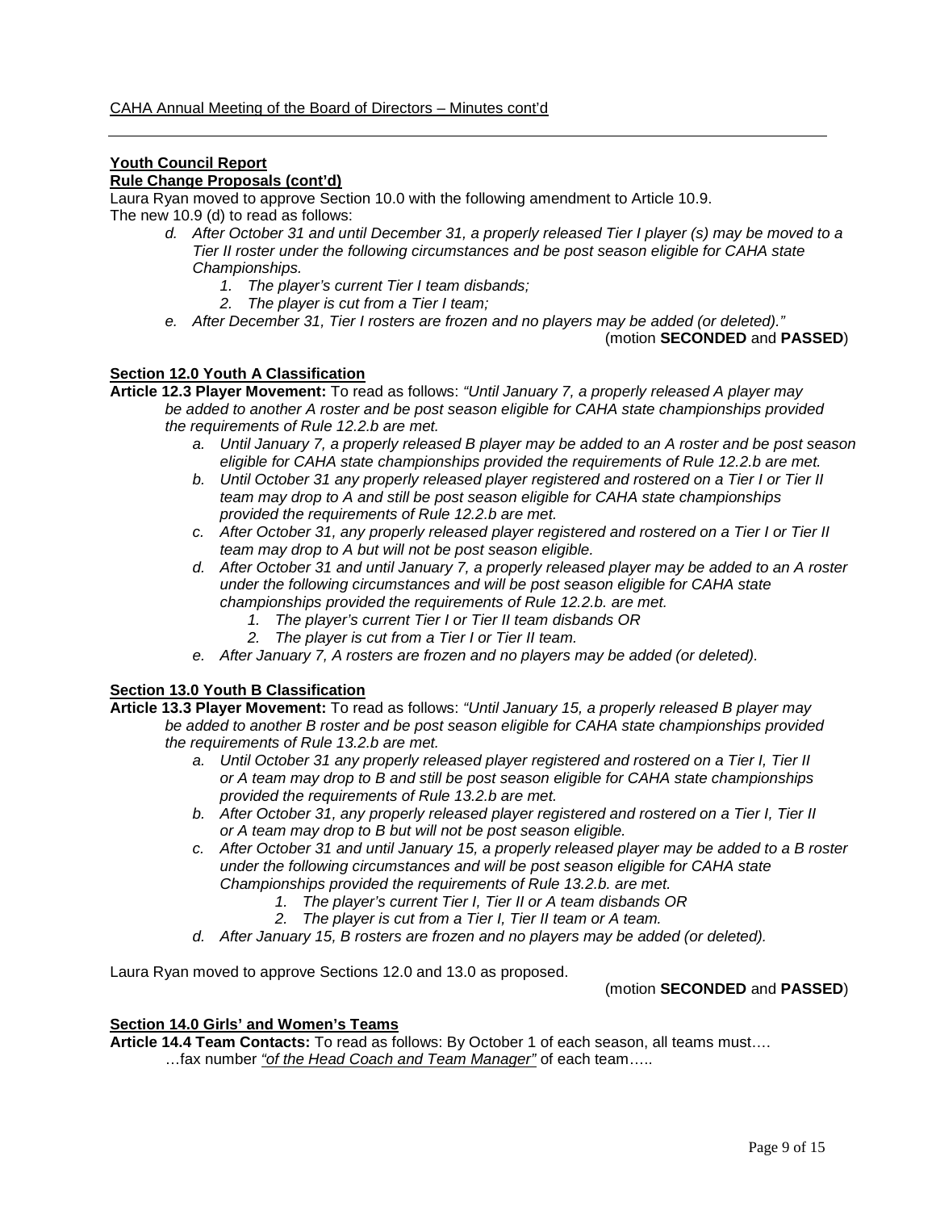CAHA Annual Meeting of the Board of Directors – Minutes cont'd

**Youth Council Report**

**Rule Change Proposals (cont'd)**

Laura Ryan moved to approve Section 10.0 with the following amendment to Article 10.9.
The new 10.9 (d) to read as follows:

- d. *After October 31 and until December 31, a properly released Tier I player (s) may be moved to a Tier II roster under the following circumstances and be post season eligible for CAHA state Championships.*
    1. *The player's current Tier I team disbands;*
    2. *The player is cut from a Tier I team;*
- e. *After December 31, Tier I rosters are frozen and no players may be added (or deleted)."*

(motion **SECONDED** and **PASSED**)

**Section 12.0 Youth A Classification**

**Article 12.3 Player Movement:** To read as follows: *"Until January 7, a properly released A player may be added to another A roster and be post season eligible for CAHA state championships provided the requirements of Rule 12.2.b are met.*

- a. *Until January 7, a properly released B player may be added to an A roster and be post season eligible for CAHA state championships provided the requirements of Rule 12.2.b are met.*
- b. *Until October 31 any properly released player registered and rostered on a Tier I or Tier II team may drop to A and still be post season eligible for CAHA state championships provided the requirements of Rule 12.2.b are met.*
- c. *After October 31, any properly released player registered and rostered on a Tier I or Tier II team may drop to A but will not be post season eligible.*
- d. *After October 31 and until January 7, a properly released player may be added to an A roster under the following circumstances and will be post season eligible for CAHA state championships provided the requirements of Rule 12.2.b. are met.*
    1. *The player's current Tier I or Tier II team disbands OR*
    2. *The player is cut from a Tier I or Tier II team.*
- e. *After January 7, A rosters are frozen and no players may be added (or deleted).*

**Section 13.0 Youth B Classification**

**Article 13.3 Player Movement:** To read as follows: *"Until January 15, a properly released B player may be added to another B roster and be post season eligible for CAHA state championships provided the requirements of Rule 13.2.b are met.*

- a. *Until October 31 any properly released player registered and rostered on a Tier I, Tier II or A team may drop to B and still be post season eligible for CAHA state championships provided the requirements of Rule 13.2.b are met.*
- b. *After October 31, any properly released player registered and rostered on a Tier I, Tier II or A team may drop to B but will not be post season eligible.*
- c. *After October 31 and until January 15, a properly released player may be added to a B roster under the following circumstances and will be post season eligible for CAHA state Championships provided the requirements of Rule 13.2.b. are met.*
    1. *The player's current Tier I, Tier II or A team disbands OR*
    2. *The player is cut from a Tier I, Tier II team or A team.*
- d. *After January 15, B rosters are frozen and no players may be added (or deleted).*

Laura Ryan moved to approve Sections 12.0 and 13.0 as proposed.

(motion **SECONDED** and **PASSED**)

**Section 14.0 Girls' and Women's Teams**

**Article 14.4 Team Contacts:** To read as follows: By October 1 of each season, all teams must….
…fax number *"of the Head Coach and Team Manager"* of each team…..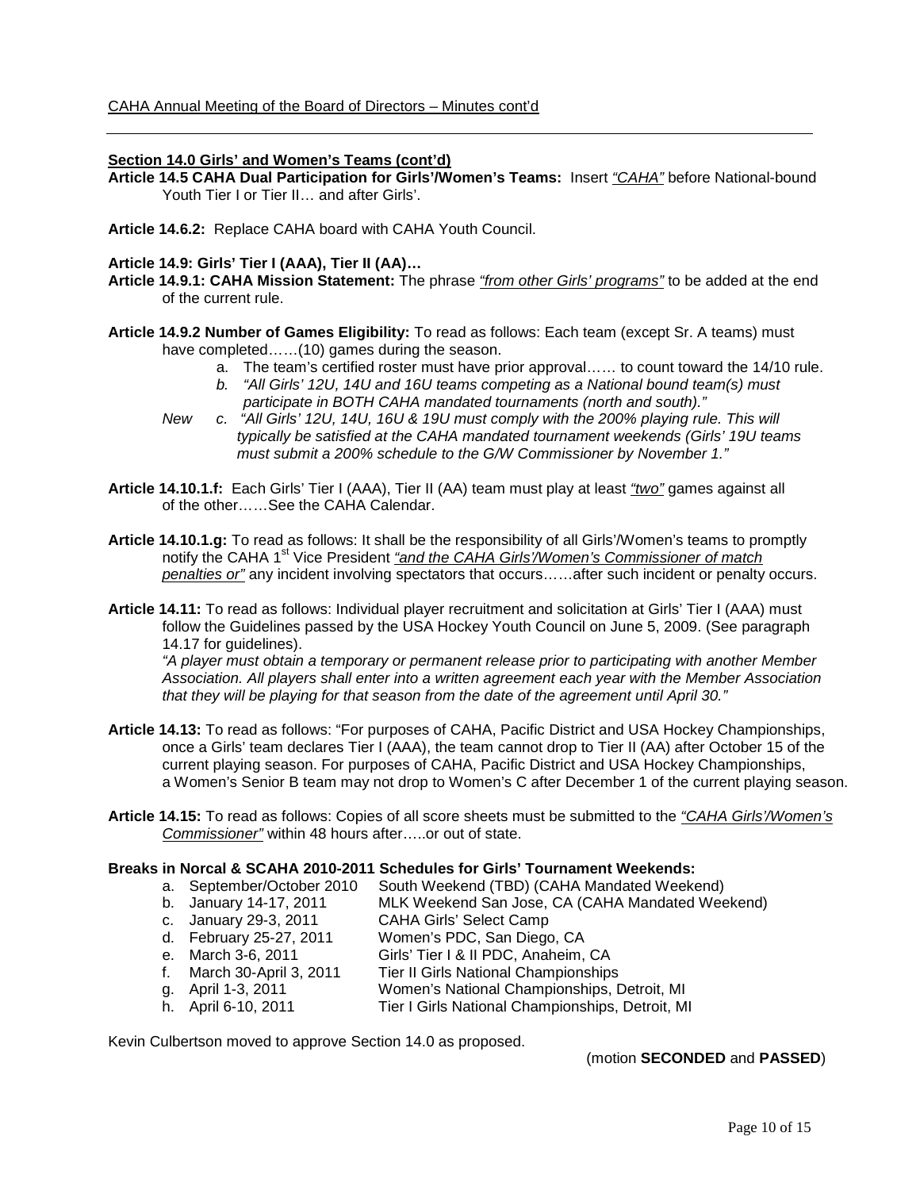CAHA Annual Meeting of the Board of Directors – Minutes cont'd

**Section 14.0 Girls' and Women's Teams (cont'd)**

**Article 14.5 CAHA Dual Participation for Girls'/Women's Teams:** Insert *"CAHA"* before National-bound Youth Tier I or Tier II… and after Girls'.

**Article 14.6.2:** Replace CAHA board with CAHA Youth Council.

**Article 14.9: Girls' Tier I (AAA), Tier II (AA)…**

**Article 14.9.1: CAHA Mission Statement:** The phrase *"from other Girls' programs"* to be added at the end of the current rule.

**Article 14.9.2 Number of Games Eligibility:** To read as follows: Each team (except Sr. A teams) must have completed……(10) games during the season.

- a. The team's certified roster must have prior approval…… to count toward the 14/10 rule.
- b. *"All Girls' 12U, 14U and 16U teams competing as a National bound team(s) must participate in BOTH CAHA mandated tournaments (north and south)."*
- *New* c. *"All Girls' 12U, 14U, 16U & 19U must comply with the 200% playing rule. This will typically be satisfied at the CAHA mandated tournament weekends (Girls' 19U teams must submit a 200% schedule to the G/W Commissioner by November 1."*

**Article 14.10.1.f:** Each Girls' Tier I (AAA), Tier II (AA) team must play at least *"two"* games against all of the other……See the CAHA Calendar.

**Article 14.10.1.g:** To read as follows: It shall be the responsibility of all Girls'/Women's teams to promptly notify the CAHA 1st Vice President *"and the CAHA Girls'/Women's Commissioner of match penalties or"* any incident involving spectators that occurs……after such incident or penalty occurs.

**Article 14.11:** To read as follows: Individual player recruitment and solicitation at Girls' Tier I (AAA) must follow the Guidelines passed by the USA Hockey Youth Council on June 5, 2009. (See paragraph 14.17 for guidelines).
*"A player must obtain a temporary or permanent release prior to participating with another Member Association. All players shall enter into a written agreement each year with the Member Association that they will be playing for that season from the date of the agreement until April 30."*

**Article 14.13:** To read as follows: "For purposes of CAHA, Pacific District and USA Hockey Championships, once a Girls' team declares Tier I (AAA), the team cannot drop to Tier II (AA) after October 15 of the current playing season. For purposes of CAHA, Pacific District and USA Hockey Championships, a Women's Senior B team may not drop to Women's C after December 1 of the current playing season.

**Article 14.15:** To read as follows: Copies of all score sheets must be submitted to the *"CAHA Girls'/Women's Commissioner"* within 48 hours after…..or out of state.

**Breaks in Norcal & SCAHA 2010-2011 Schedules for Girls' Tournament Weekends:**

- a. September/October 2010 — South Weekend (TBD) (CAHA Mandated Weekend)
- b. January 14-17, 2011 — MLK Weekend San Jose, CA (CAHA Mandated Weekend)
- c. January 29-3, 2011 — CAHA Girls' Select Camp
- d. February 25-27, 2011 — Women's PDC, San Diego, CA
- e. March 3-6, 2011 — Girls' Tier I & II PDC, Anaheim, CA
- f. March 30-April 3, 2011 — Tier II Girls National Championships
- g. April 1-3, 2011 — Women's National Championships, Detroit, MI
- h. April 6-10, 2011 — Tier I Girls National Championships, Detroit, MI

Kevin Culbertson moved to approve Section 14.0 as proposed.

(motion **SECONDED** and **PASSED**)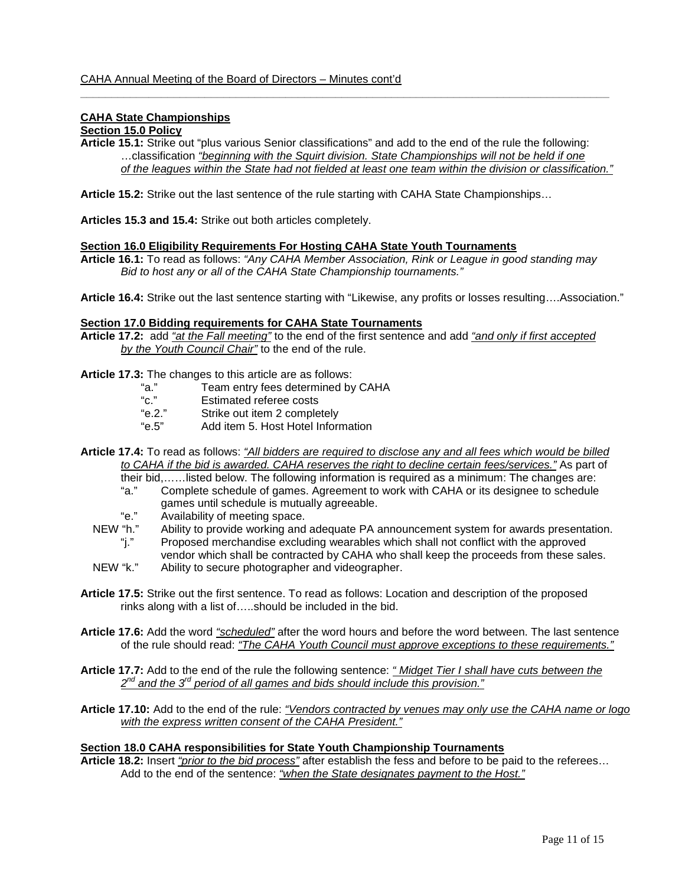## CAHA State Championships

### Section 15.0 Policy

**Article 15.1:** Strike out "plus various Senior classifications" and add to the end of the rule the following: …classification *"beginning with the Squirt division. State Championships will not be held if one of the leagues within the State had not fielded at least one team within the division or classification."*

**Article 15.2:** Strike out the last sentence of the rule starting with CAHA State Championships…

**Articles 15.3 and 15.4:** Strike out both articles completely.

### Section 16.0 Eligibility Requirements For Hosting CAHA State Youth Tournaments

**Article 16.1:** To read as follows: *"Any CAHA Member Association, Rink or League in good standing may Bid to host any or all of the CAHA State Championship tournaments."*

**Article 16.4:** Strike out the last sentence starting with "Likewise, any profits or losses resulting….Association."

### Section 17.0 Bidding requirements for CAHA State Tournaments

**Article 17.2:** add *"at the Fall meeting"* to the end of the first sentence and add *"and only if first accepted by the Youth Council Chair"* to the end of the rule.

**Article 17.3:** The changes to this article are as follows:

- "a." Team entry fees determined by CAHA
- "c." Estimated referee costs
- "e.2." Strike out item 2 completely
- "e.5" Add item 5. Host Hotel Information

**Article 17.4:** To read as follows: *"All bidders are required to disclose any and all fees which would be billed to CAHA if the bid is awarded. CAHA reserves the right to decline certain fees/services."* As part of their bid,……listed below. The following information is required as a minimum: The changes are:

- "a." Complete schedule of games. Agreement to work with CAHA or its designee to schedule games until schedule is mutually agreeable.
- "e." Availability of meeting space.
- NEW "h." Ability to provide working and adequate PA announcement system for awards presentation.
- "j." Proposed merchandise excluding wearables which shall not conflict with the approved vendor which shall be contracted by CAHA who shall keep the proceeds from these sales.
- NEW "k." Ability to secure photographer and videographer.

**Article 17.5:** Strike out the first sentence. To read as follows: Location and description of the proposed rinks along with a list of…..should be included in the bid.

**Article 17.6:** Add the word *"scheduled"* after the word hours and before the word between. The last sentence of the rule should read: *"The CAHA Youth Council must approve exceptions to these requirements."*

**Article 17.7:** Add to the end of the rule the following sentence: *" Midget Tier I shall have cuts between the 2nd and the 3rd period of all games and bids should include this provision."*

**Article 17.10:** Add to the end of the rule: *"Vendors contracted by venues may only use the CAHA name or logo with the express written consent of the CAHA President."*

### Section 18.0 CAHA responsibilities for State Youth Championship Tournaments

**Article 18.2:** Insert *"prior to the bid process"* after establish the fess and before to be paid to the referees… Add to the end of the sentence: *"when the State designates payment to the Host."*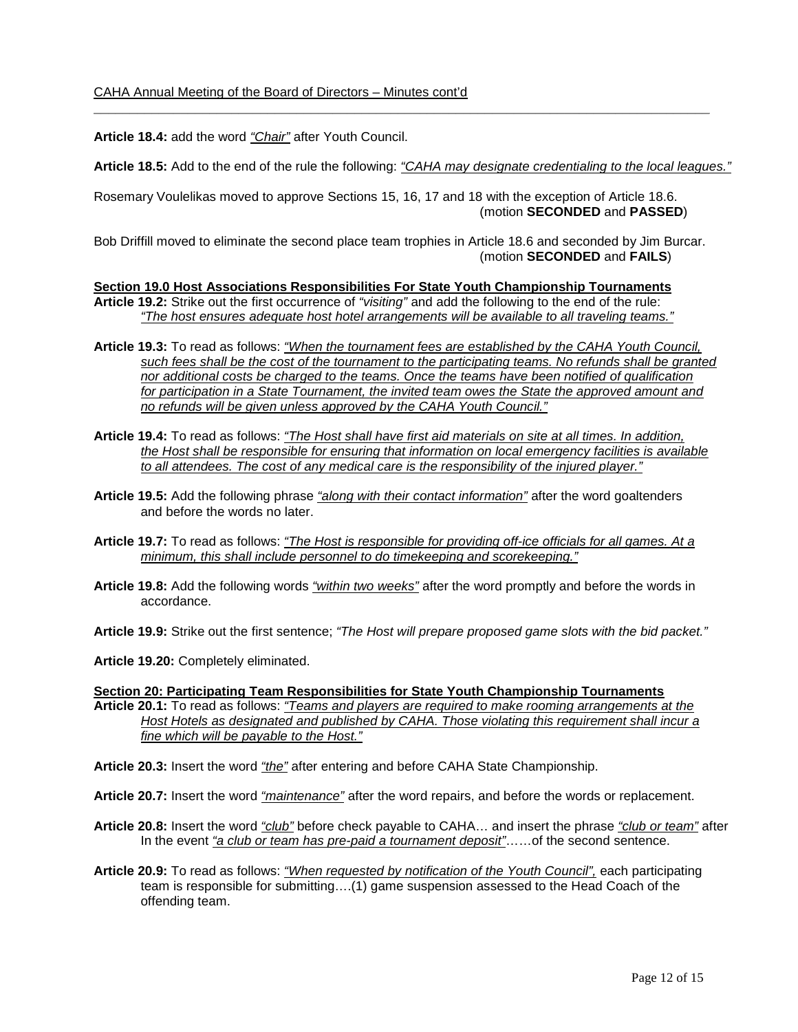**Article 18.4:** add the word *"Chair"* after Youth Council.

**Article 18.5:** Add to the end of the rule the following: *"CAHA may designate credentialing to the local leagues."*

Rosemary Voulelikas moved to approve Sections 15, 16, 17 and 18 with the exception of Article 18.6. (motion **SECONDED** and **PASSED**)

Bob Driffill moved to eliminate the second place team trophies in Article 18.6 and seconded by Jim Burcar. (motion **SECONDED** and **FAILS**)

**Section 19.0 Host Associations Responsibilities For State Youth Championship Tournaments**

**Article 19.2:** Strike out the first occurrence of *"visiting"* and add the following to the end of the rule: *"The host ensures adequate host hotel arrangements will be available to all traveling teams."*

**Article 19.3:** To read as follows: *"When the tournament fees are established by the CAHA Youth Council, such fees shall be the cost of the tournament to the participating teams. No refunds shall be granted nor additional costs be charged to the teams. Once the teams have been notified of qualification for participation in a State Tournament, the invited team owes the State the approved amount and no refunds will be given unless approved by the CAHA Youth Council."*

**Article 19.4:** To read as follows: *"The Host shall have first aid materials on site at all times. In addition, the Host shall be responsible for ensuring that information on local emergency facilities is available to all attendees. The cost of any medical care is the responsibility of the injured player."*

**Article 19.5:** Add the following phrase *"along with their contact information"* after the word goaltenders and before the words no later.

**Article 19.7:** To read as follows: *"The Host is responsible for providing off-ice officials for all games. At a minimum, this shall include personnel to do timekeeping and scorekeeping."*

**Article 19.8:** Add the following words *"within two weeks"* after the word promptly and before the words in accordance.

**Article 19.9:** Strike out the first sentence; *"The Host will prepare proposed game slots with the bid packet."*

**Article 19.20:** Completely eliminated.

**Section 20: Participating Team Responsibilities for State Youth Championship Tournaments**

**Article 20.1:** To read as follows: *"Teams and players are required to make rooming arrangements at the Host Hotels as designated and published by CAHA. Those violating this requirement shall incur a fine which will be payable to the Host."*

**Article 20.3:** Insert the word *"the"* after entering and before CAHA State Championship.

**Article 20.7:** Insert the word *"maintenance"* after the word repairs, and before the words or replacement.

**Article 20.8:** Insert the word *"club"* before check payable to CAHA… and insert the phrase *"club or team"* after In the event *"a club or team has pre-paid a tournament deposit"*……of the second sentence.

**Article 20.9:** To read as follows: *"When requested by notification of the Youth Council",* each participating team is responsible for submitting….(1) game suspension assessed to the Head Coach of the offending team.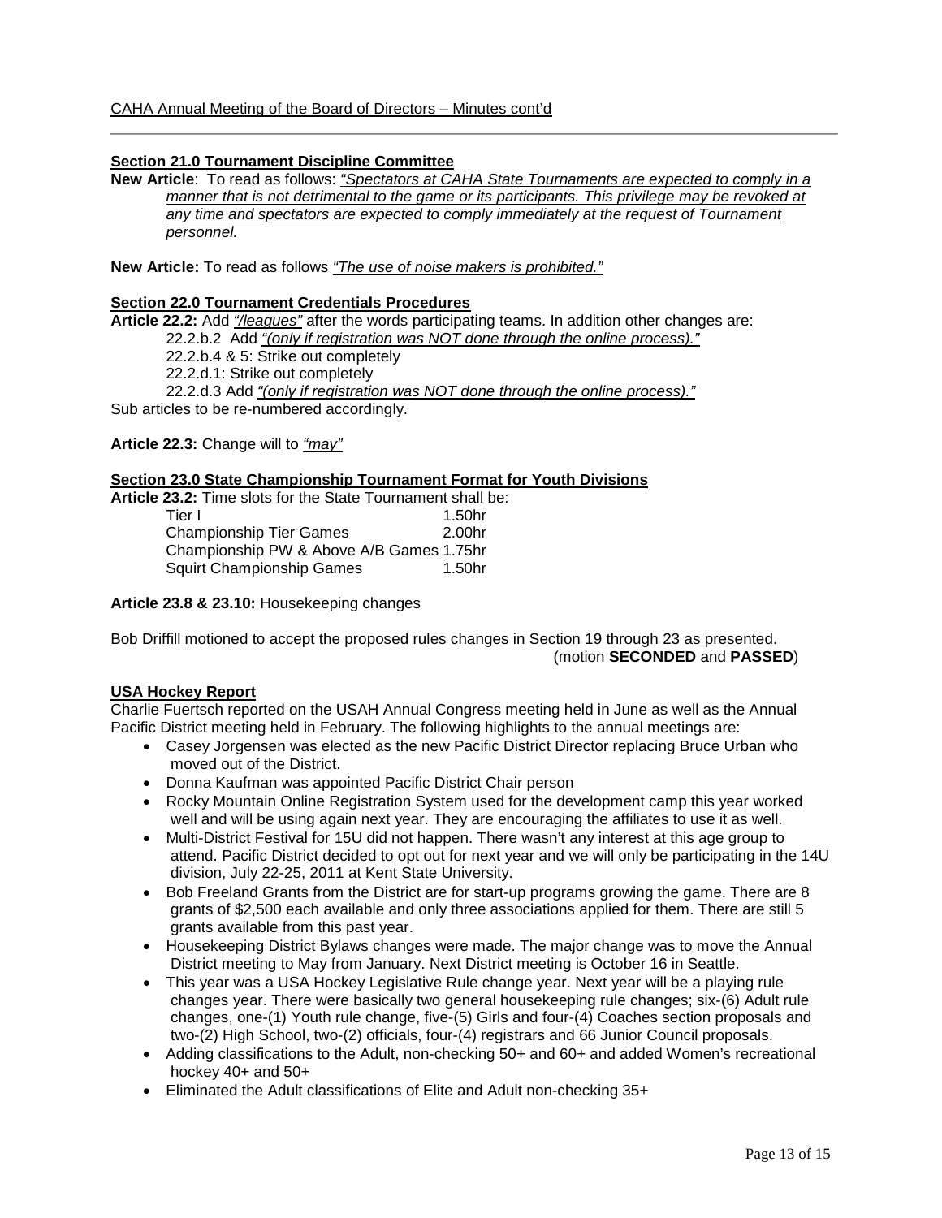**Section 21.0 Tournament Discipline Committee**

**New Article**: To read as follows: *"Spectators at CAHA State Tournaments are expected to comply in a manner that is not detrimental to the game or its participants. This privilege may be revoked at any time and spectators are expected to comply immediately at the request of Tournament personnel.*

**New Article:** To read as follows *"The use of noise makers is prohibited."*

**Section 22.0 Tournament Credentials Procedures**

**Article 22.2:** Add *"/leagues"* after the words participating teams. In addition other changes are:

22.2.b.2 Add *"(only if registration was NOT done through the online process)."*

22.2.b.4 & 5: Strike out completely

22.2.d.1: Strike out completely

22.2.d.3 Add *"(only if registration was NOT done through the online process)."*

Sub articles to be re-numbered accordingly.

**Article 22.3:** Change will to *"may"*

**Section 23.0 State Championship Tournament Format for Youth Divisions**

**Article 23.2:** Time slots for the State Tournament shall be:

| | |
|---|---|
| Tier I | 1.50hr |
| Championship Tier Games | 2.00hr |
| Championship PW & Above A/B Games | 1.75hr |
| Squirt Championship Games | 1.50hr |

**Article 23.8 & 23.10:** Housekeeping changes

Bob Driffill motioned to accept the proposed rules changes in Section 19 through 23 as presented.
(motion **SECONDED** and **PASSED**)

**USA Hockey Report**

Charlie Fuertsch reported on the USAH Annual Congress meeting held in June as well as the Annual Pacific District meeting held in February. The following highlights to the annual meetings are:

- Casey Jorgensen was elected as the new Pacific District Director replacing Bruce Urban who moved out of the District.
- Donna Kaufman was appointed Pacific District Chair person
- Rocky Mountain Online Registration System used for the development camp this year worked well and will be using again next year. They are encouraging the affiliates to use it as well.
- Multi-District Festival for 15U did not happen. There wasn't any interest at this age group to attend. Pacific District decided to opt out for next year and we will only be participating in the 14U division, July 22-25, 2011 at Kent State University.
- Bob Freeland Grants from the District are for start-up programs growing the game. There are 8 grants of $2,500 each available and only three associations applied for them. There are still 5 grants available from this past year.
- Housekeeping District Bylaws changes were made. The major change was to move the Annual District meeting to May from January. Next District meeting is October 16 in Seattle.
- This year was a USA Hockey Legislative Rule change year. Next year will be a playing rule changes year. There were basically two general housekeeping rule changes; six-(6) Adult rule changes, one-(1) Youth rule change, five-(5) Girls and four-(4) Coaches section proposals and two-(2) High School, two-(2) officials, four-(4) registrars and 66 Junior Council proposals.
- Adding classifications to the Adult, non-checking 50+ and 60+ and added Women's recreational hockey 40+ and 50+
- Eliminated the Adult classifications of Elite and Adult non-checking 35+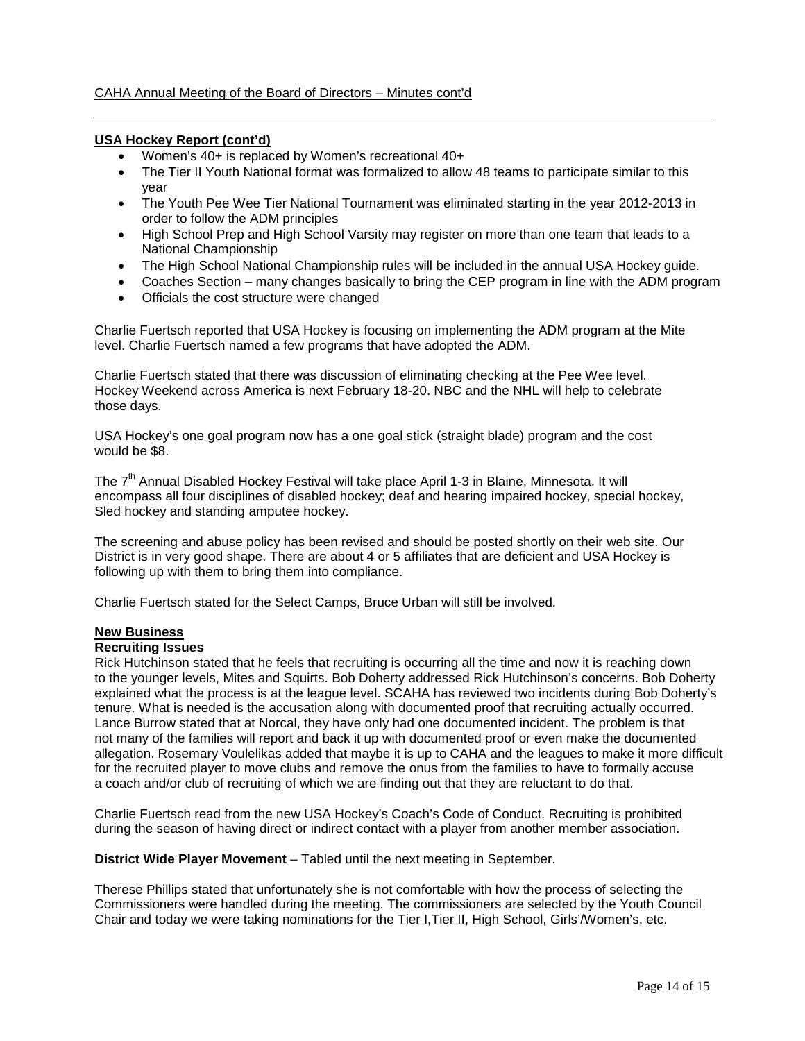**USA Hockey Report (cont'd)**

- Women's 40+ is replaced by Women's recreational 40+
- The Tier II Youth National format was formalized to allow 48 teams to participate similar to this year
- The Youth Pee Wee Tier National Tournament was eliminated starting in the year 2012-2013 in order to follow the ADM principles
- High School Prep and High School Varsity may register on more than one team that leads to a National Championship
- The High School National Championship rules will be included in the annual USA Hockey guide.
- Coaches Section – many changes basically to bring the CEP program in line with the ADM program
- Officials the cost structure were changed

Charlie Fuertsch reported that USA Hockey is focusing on implementing the ADM program at the Mite level. Charlie Fuertsch named a few programs that have adopted the ADM.

Charlie Fuertsch stated that there was discussion of eliminating checking at the Pee Wee level. Hockey Weekend across America is next February 18-20. NBC and the NHL will help to celebrate those days.

USA Hockey's one goal program now has a one goal stick (straight blade) program and the cost would be $8.

The 7th Annual Disabled Hockey Festival will take place April 1-3 in Blaine, Minnesota. It will encompass all four disciplines of disabled hockey; deaf and hearing impaired hockey, special hockey, Sled hockey and standing amputee hockey.

The screening and abuse policy has been revised and should be posted shortly on their web site. Our District is in very good shape. There are about 4 or 5 affiliates that are deficient and USA Hockey is following up with them to bring them into compliance.

Charlie Fuertsch stated for the Select Camps, Bruce Urban will still be involved.

**New Business**

**Recruiting Issues**

Rick Hutchinson stated that he feels that recruiting is occurring all the time and now it is reaching down to the younger levels, Mites and Squirts. Bob Doherty addressed Rick Hutchinson's concerns. Bob Doherty explained what the process is at the league level. SCAHA has reviewed two incidents during Bob Doherty's tenure. What is needed is the accusation along with documented proof that recruiting actually occurred. Lance Burrow stated that at Norcal, they have only had one documented incident. The problem is that not many of the families will report and back it up with documented proof or even make the documented allegation. Rosemary Voulelikas added that maybe it is up to CAHA and the leagues to make it more difficult for the recruited player to move clubs and remove the onus from the families to have to formally accuse a coach and/or club of recruiting of which we are finding out that they are reluctant to do that.

Charlie Fuertsch read from the new USA Hockey's Coach's Code of Conduct. Recruiting is prohibited during the season of having direct or indirect contact with a player from another member association.

**District Wide Player Movement** – Tabled until the next meeting in September.

Therese Phillips stated that unfortunately she is not comfortable with how the process of selecting the Commissioners were handled during the meeting. The commissioners are selected by the Youth Council Chair and today we were taking nominations for the Tier I,Tier II, High School, Girls'/Women's, etc.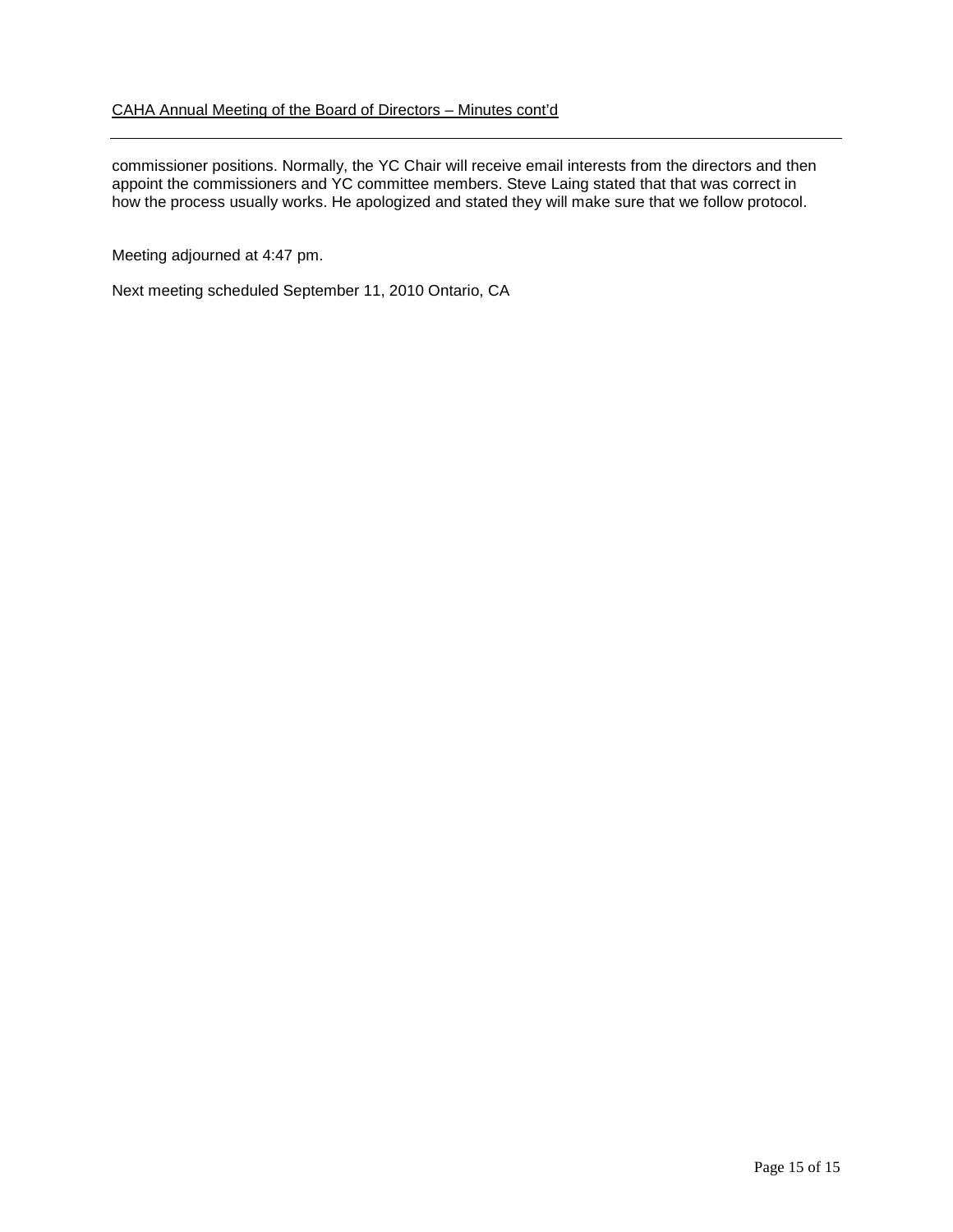commissioner positions. Normally, the YC Chair will receive email interests from the directors and then appoint the commissioners and YC committee members. Steve Laing stated that that was correct in how the process usually works. He apologized and stated they will make sure that we follow protocol.

Meeting adjourned at 4:47 pm.

Next meeting scheduled September 11, 2010 Ontario, CA